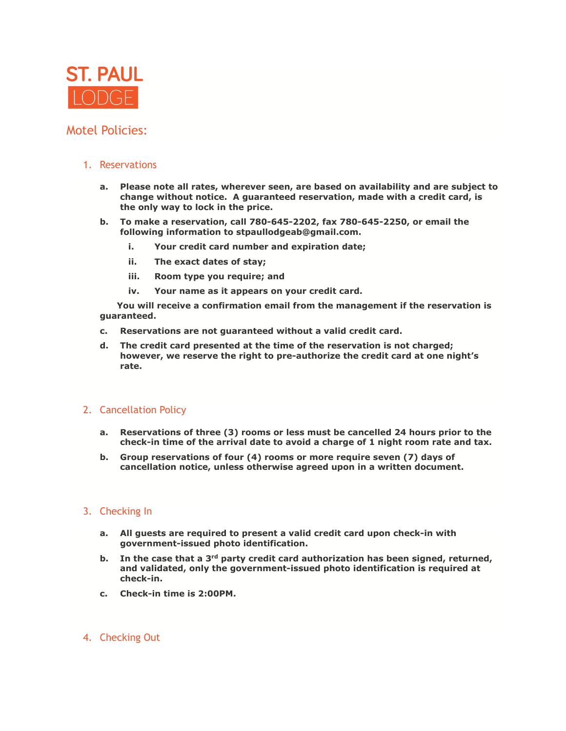# ST. PAUL LODGE

## Motel Policies:

### 1. Reservations

a. **Please note all rates, wherever seen, are based on availability and are subject to change without notice. A guaranteed reservation, made with a credit card, is the only way to lock in the price.**

b. **To make a reservation, call 780-645-2202, fax 780-645-2250, or email the following information to stpaullodgeab@gmail.com.**

   i. **Your credit card number and expiration date;**

   ii. **The exact dates of stay;**

   iii. **Room type you require; and**

   iv. **Your name as it appears on your credit card.**

**You will receive a confirmation email from the management if the reservation is guaranteed.**

c. **Reservations are not guaranteed without a valid credit card.**

d. **The credit card presented at the time of the reservation is not charged; however, we reserve the right to pre-authorize the credit card at one night's rate.**

### 2. Cancellation Policy

a. **Reservations of three (3) rooms or less must be cancelled 24 hours prior to the check-in time of the arrival date to avoid a charge of 1 night room rate and tax.**

b. **Group reservations of four (4) rooms or more require seven (7) days of cancellation notice, unless otherwise agreed upon in a written document.**

### 3. Checking In

a. **All guests are required to present a valid credit card upon check-in with government-issued photo identification.**

b. **In the case that a 3rd party credit card authorization has been signed, returned, and validated, only the government-issued photo identification is required at check-in.**

c. **Check-in time is 2:00PM.**

### 4. Checking Out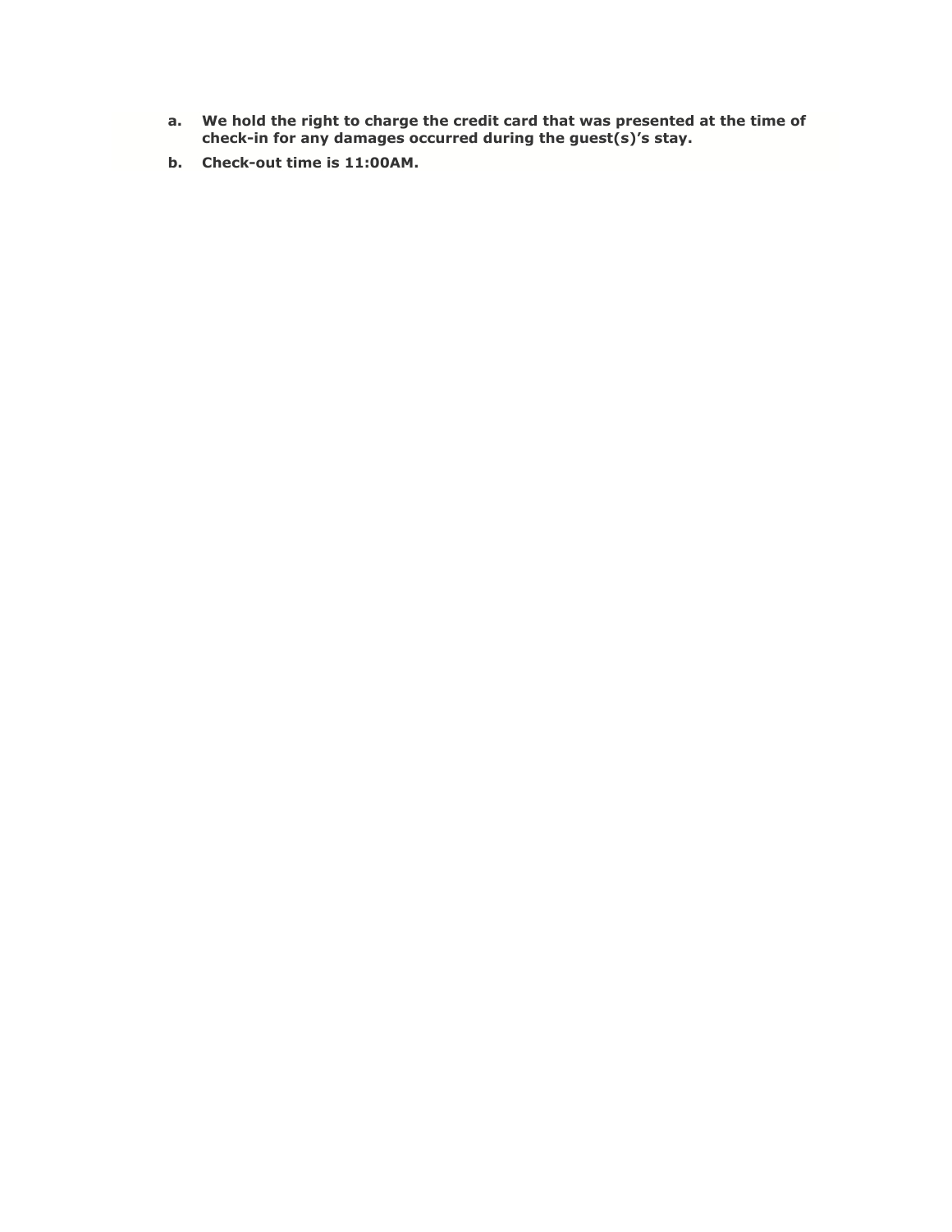a. **We hold the right to charge the credit card that was presented at the time of check-in for any damages occurred during the guest(s)'s stay.**

b. **Check-out time is 11:00AM.**